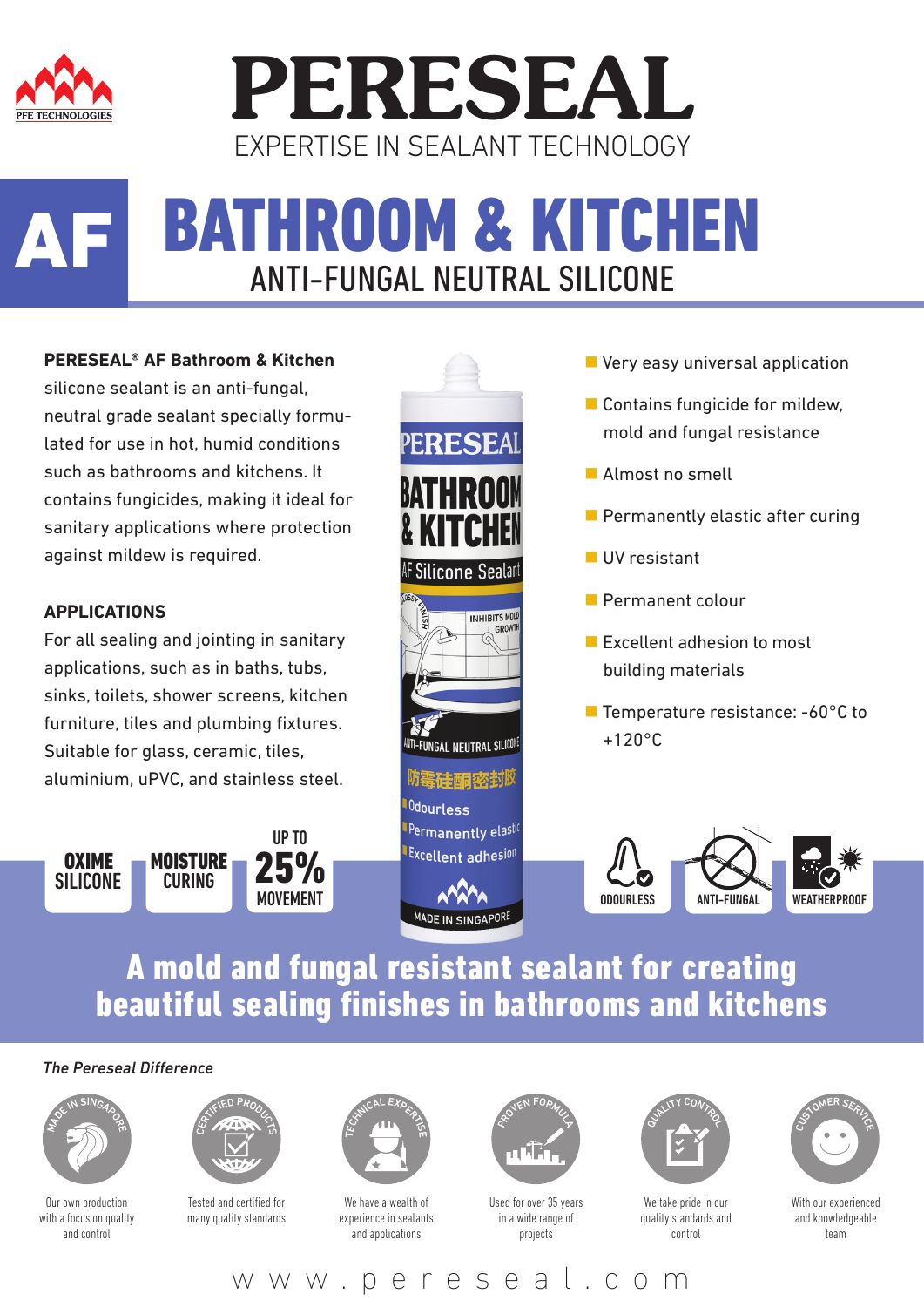PFE TECHNOLOGIES

# PERESEAL

EXPERTISE IN SEALANT TECHNOLOGY

# AF BATHROOM & KITCHEN

## ANTI-FUNGAL NEUTRAL SILICONE

**PERESEAL® AF Bathroom & Kitchen** silicone sealant is an anti-fungal, neutral grade sealant specially formulated for use in hot, humid conditions such as bathrooms and kitchens. It contains fungicides, making it ideal for sanitary applications where protection against mildew is required.

### APPLICATIONS

For all sealing and jointing in sanitary applications, such as in baths, tubs, sinks, toilets, shower screens, kitchen furniture, tiles and plumbing fixtures. Suitable for glass, ceramic, tiles, aluminium, uPVC, and stainless steel.

- Very easy universal application
- Contains fungicide for mildew, mold and fungal resistance
- Almost no smell
- Permanently elastic after curing
- UV resistant
- Permanent colour
- Excellent adhesion to most building materials
- Temperature resistance: -60°C to +120°C

OXIME SILICONE | MOISTURE CURING | UP TO 25% MOVEMENT

ODOURLESS | ANTI-FUNGAL | WEATHERPROOF

PERESEAL BATHROOM & KITCHEN AF Silicone Sealant — GLOSSY FINISH — INHIBITS MOLD GROWTH — ANTI-FUNGAL NEUTRAL SILICONE — 防霉硅酮密封胶 — Odourless — Permanently elastic — Excellent adhesion — MADE IN SINGAPORE

## A mold and fungal resistant sealant for creating beautiful sealing finishes in bathrooms and kitchens

*The Pereseal Difference*

- **MADE IN SINGAPORE** — Our own production with a focus on quality and control
- **CERTIFIED PRODUCTS** — Tested and certified for many quality standards
- **TECHNICAL EXPERTISE** — We have a wealth of experience in sealants and applications
- **PROVEN FORMULA** — Used for over 35 years in a wide range of projects
- **QUALITY CONTROL** — We take pride in our quality standards and control
- **CUSTOMER SERVICE** — With our experienced and knowledgeable team

www.pereseal.com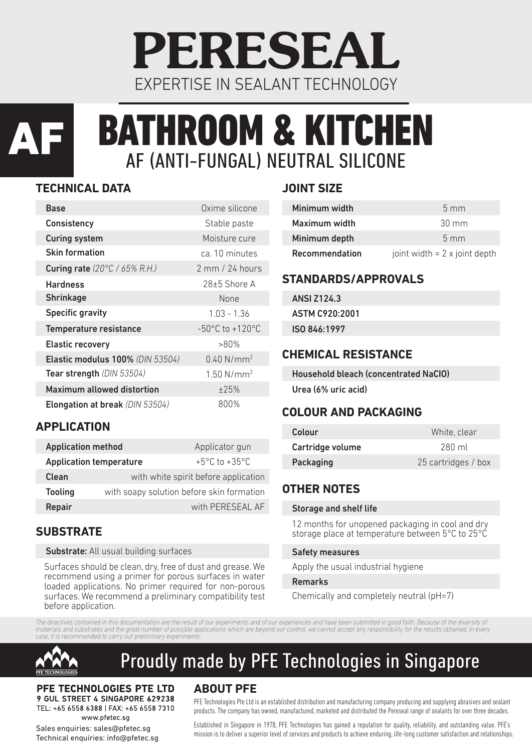# PERESEAL

EXPERTISE IN SEALANT TECHNOLOGY

# AF BATHROOM & KITCHEN

## AF (ANTI-FUNGAL) NEUTRAL SILICONE

### TECHNICAL DATA

| | |
|---|---|
| **Base** | Oxime silicone |
| **Consistency** | Stable paste |
| **Curing system** | Moisture cure |
| **Skin formation** | ca. 10 minutes |
| **Curing rate** *(20°C / 65% R.H.)* | 2 mm / 24 hours |
| **Hardness** | 28±5 Shore A |
| **Shrinkage** | None |
| **Specific gravity** | 1.03 - 1.36 |
| **Temperature resistance** | -50°C to +120°C |
| **Elastic recovery** | >80% |
| **Elastic modulus 100%** *(DIN 53504)* | 0.40 N/mm$^2$ |
| **Tear strength** *(DIN 53504)* | 1.50 N/mm$^2$ |
| **Maximum allowed distortion** | ±25% |
| **Elongation at break** *(DIN 53504)* | 800% |

### APPLICATION

| | |
|---|---|
| **Application method** | Applicator gun |
| **Application temperature** | +5°C to +35°C |
| **Clean** | with white spirit before application |
| **Tooling** | with soapy solution before skin formation |
| **Repair** | with PERESEAL AF |

### SUBSTRATE

**Substrate:** All usual building surfaces

Surfaces should be clean, dry, free of dust and grease. We recommend using a primer for porous surfaces in water loaded applications. No primer required for non-porous surfaces. We recommend a preliminary compatibility test before application.

### JOINT SIZE

| | |
|---|---|
| **Minimum width** | 5 mm |
| **Maximum width** | 30 mm |
| **Minimum depth** | 5 mm |
| **Recommendation** | joint width = 2 x joint depth |

### STANDARDS/APPROVALS

- ANSI Z124.3
- ASTM C920:2001
- ISO 846:1997

### CHEMICAL RESISTANCE

- Household bleach (concentrated NaClO)
- Urea (6% uric acid)

### COLOUR AND PACKAGING

| | |
|---|---|
| **Colour** | White, clear |
| **Cartridge volume** | 280 ml |
| **Packaging** | 25 cartridges / box |

### OTHER NOTES

**Storage and shelf life**

12 months for unopened packaging in cool and dry storage place at temperature between 5°C to 25°C

**Safety measures**

Apply the usual industrial hygiene

**Remarks**

Chemically and completely neutral (pH=7)

*The directives contained in this documentation are the result of our experiments and of our experiences and have been submitted in good faith. Because of the diversity of materials and substrates and the great number of possible applications which are beyond our control, we cannot accept any responsibility for the results obtained. In every case, it is recommended to carry out preliminary experiments.*

## Proudly made by PFE Technologies in Singapore

**PFE TECHNOLOGIES PTE LTD**
9 GUL STREET 4 SINGAPORE 629238
TEL: +65 6558 6388 | FAX: +65 6558 7310
www.pfetec.sg
Sales enquiries: sales@pfetec.sg
Technical enquiries: info@pfetec.sg

### ABOUT PFE

PFE Technologies Pte Ltd is an established distribution and manufacturing company producing and supplying abrasives and sealant products. The company has owned, manufactured, marketed and distributed the Pereseal range of sealants for over three decades.

Established in Singapore in 1978, PFE Technologies has gained a reputation for quality, reliability, and outstanding value. PFE's mission is to deliver a superior level of services and products to achieve enduring, life-long customer satisfaction and relationships.